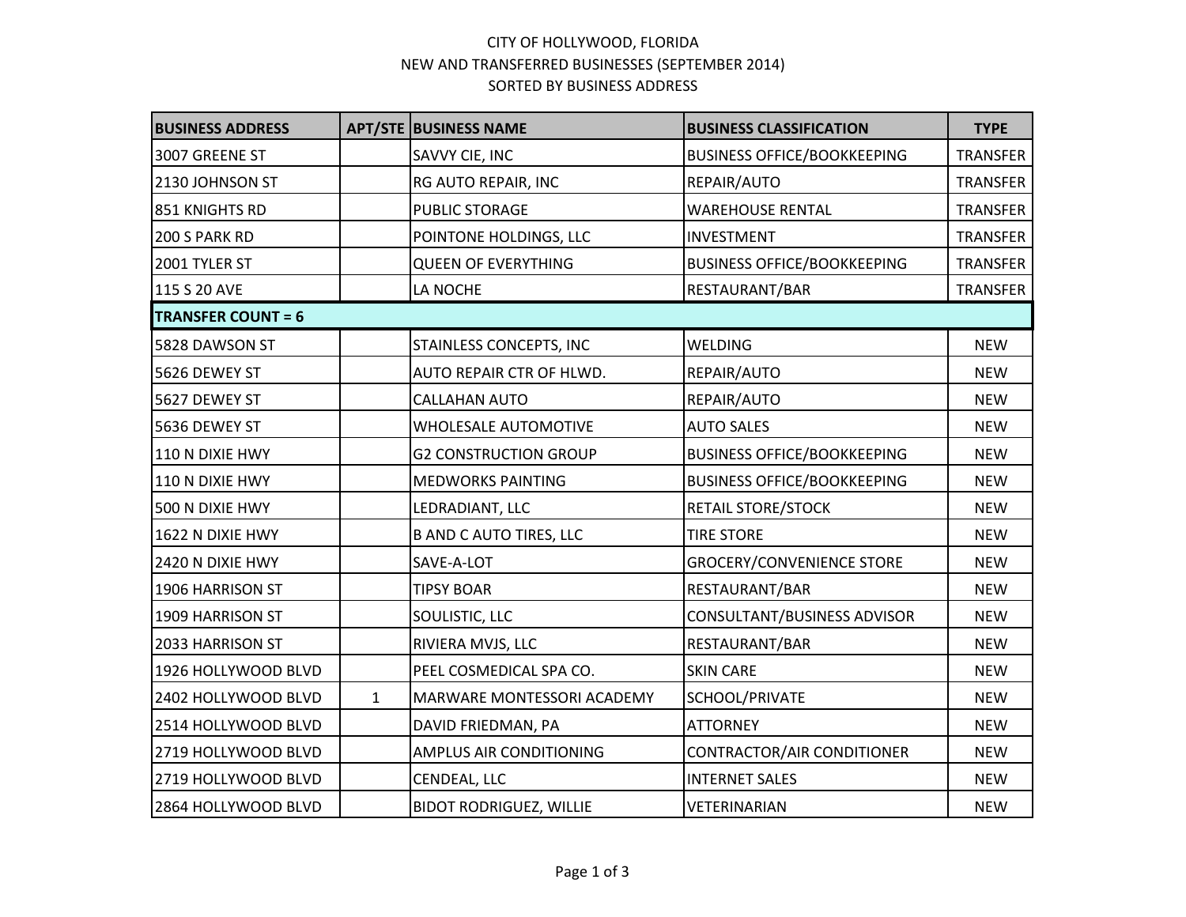CITY OF HOLLYWOOD, FLORIDA
NEW AND TRANSFERRED BUSINESSES (SEPTEMBER 2014)
SORTED BY BUSINESS ADDRESS

| BUSINESS ADDRESS | APT/STE | BUSINESS NAME | BUSINESS CLASSIFICATION | TYPE |
|---|---|---|---|---|
| 3007 GREENE ST | | SAVVY CIE, INC | BUSINESS OFFICE/BOOKKEEPING | TRANSFER |
| 2130 JOHNSON ST | | RG AUTO REPAIR, INC | REPAIR/AUTO | TRANSFER |
| 851 KNIGHTS RD | | PUBLIC STORAGE | WAREHOUSE RENTAL | TRANSFER |
| 200 S PARK RD | | POINTONE HOLDINGS, LLC | INVESTMENT | TRANSFER |
| 2001 TYLER ST | | QUEEN OF EVERYTHING | BUSINESS OFFICE/BOOKKEEPING | TRANSFER |
| 115 S 20 AVE | | LA NOCHE | RESTAURANT/BAR | TRANSFER |
| **TRANSFER COUNT = 6** | | | | |
| 5828 DAWSON ST | | STAINLESS CONCEPTS, INC | WELDING | NEW |
| 5626 DEWEY ST | | AUTO REPAIR CTR OF HLWD. | REPAIR/AUTO | NEW |
| 5627 DEWEY ST | | CALLAHAN AUTO | REPAIR/AUTO | NEW |
| 5636 DEWEY ST | | WHOLESALE AUTOMOTIVE | AUTO SALES | NEW |
| 110 N DIXIE HWY | | G2 CONSTRUCTION GROUP | BUSINESS OFFICE/BOOKKEEPING | NEW |
| 110 N DIXIE HWY | | MEDWORKS PAINTING | BUSINESS OFFICE/BOOKKEEPING | NEW |
| 500 N DIXIE HWY | | LEDRADIANT, LLC | RETAIL STORE/STOCK | NEW |
| 1622 N DIXIE HWY | | B AND C AUTO TIRES, LLC | TIRE STORE | NEW |
| 2420 N DIXIE HWY | | SAVE-A-LOT | GROCERY/CONVENIENCE STORE | NEW |
| 1906 HARRISON ST | | TIPSY BOAR | RESTAURANT/BAR | NEW |
| 1909 HARRISON ST | | SOULISTIC, LLC | CONSULTANT/BUSINESS ADVISOR | NEW |
| 2033 HARRISON ST | | RIVIERA MVJS, LLC | RESTAURANT/BAR | NEW |
| 1926 HOLLYWOOD BLVD | | PEEL COSMEDICAL SPA CO. | SKIN CARE | NEW |
| 2402 HOLLYWOOD BLVD | 1 | MARWARE MONTESSORI ACADEMY | SCHOOL/PRIVATE | NEW |
| 2514 HOLLYWOOD BLVD | | DAVID FRIEDMAN, PA | ATTORNEY | NEW |
| 2719 HOLLYWOOD BLVD | | AMPLUS AIR CONDITIONING | CONTRACTOR/AIR CONDITIONER | NEW |
| 2719 HOLLYWOOD BLVD | | CENDEAL, LLC | INTERNET SALES | NEW |
| 2864 HOLLYWOOD BLVD | | BIDOT RODRIGUEZ, WILLIE | VETERINARIAN | NEW |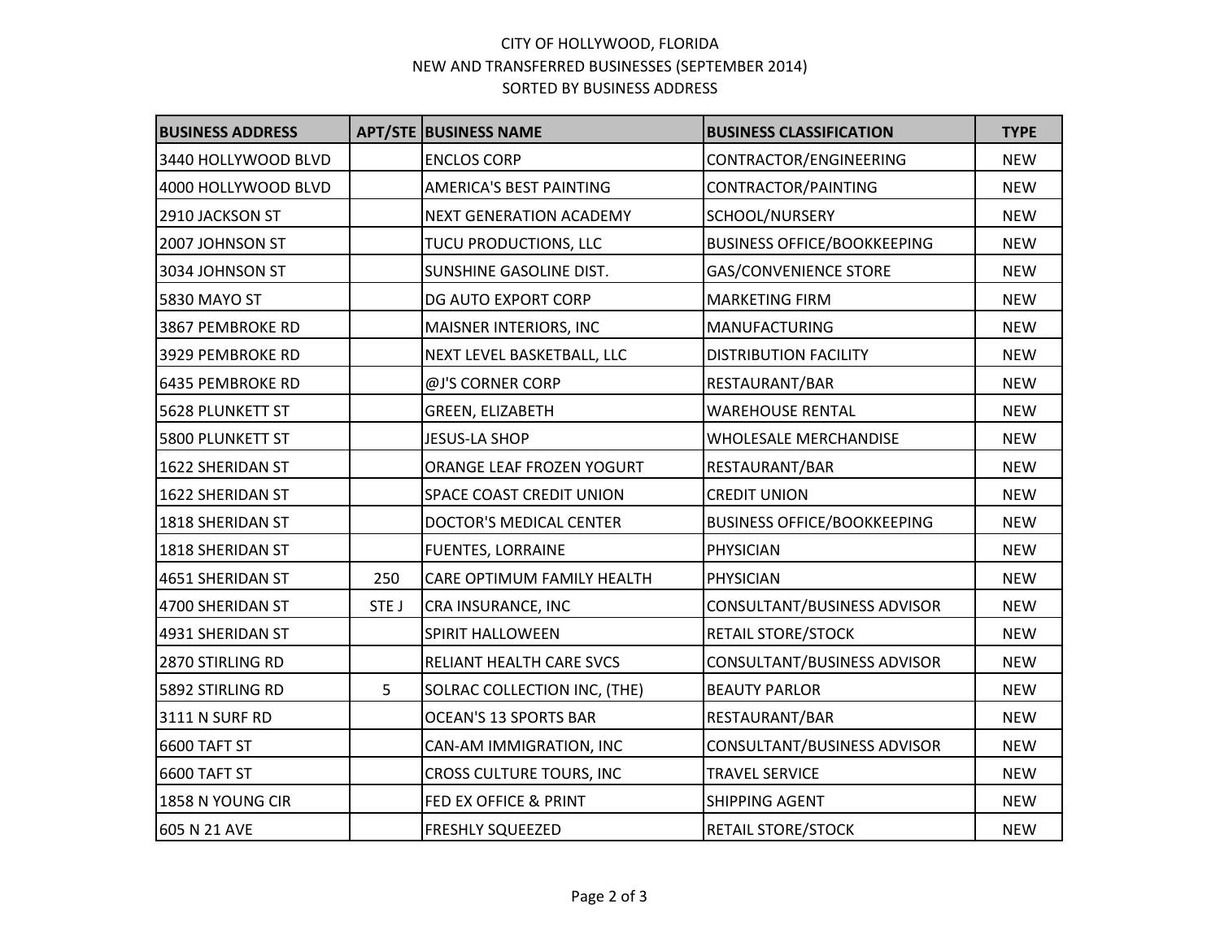CITY OF HOLLYWOOD, FLORIDA
NEW AND TRANSFERRED BUSINESSES (SEPTEMBER 2014)
SORTED BY BUSINESS ADDRESS

| BUSINESS ADDRESS | APT/STE | BUSINESS NAME | BUSINESS CLASSIFICATION | TYPE |
|---|---|---|---|---|
| 3440 HOLLYWOOD BLVD | | ENCLOS CORP | CONTRACTOR/ENGINEERING | NEW |
| 4000 HOLLYWOOD BLVD | | AMERICA'S BEST PAINTING | CONTRACTOR/PAINTING | NEW |
| 2910 JACKSON ST | | NEXT GENERATION ACADEMY | SCHOOL/NURSERY | NEW |
| 2007 JOHNSON ST | | TUCU PRODUCTIONS, LLC | BUSINESS OFFICE/BOOKKEEPING | NEW |
| 3034 JOHNSON ST | | SUNSHINE GASOLINE DIST. | GAS/CONVENIENCE STORE | NEW |
| 5830 MAYO ST | | DG AUTO EXPORT CORP | MARKETING FIRM | NEW |
| 3867 PEMBROKE RD | | MAISNER INTERIORS, INC | MANUFACTURING | NEW |
| 3929 PEMBROKE RD | | NEXT LEVEL BASKETBALL, LLC | DISTRIBUTION FACILITY | NEW |
| 6435 PEMBROKE RD | | @J'S CORNER CORP | RESTAURANT/BAR | NEW |
| 5628 PLUNKETT ST | | GREEN, ELIZABETH | WAREHOUSE RENTAL | NEW |
| 5800 PLUNKETT ST | | JESUS-LA SHOP | WHOLESALE MERCHANDISE | NEW |
| 1622 SHERIDAN ST | | ORANGE LEAF FROZEN YOGURT | RESTAURANT/BAR | NEW |
| 1622 SHERIDAN ST | | SPACE COAST CREDIT UNION | CREDIT UNION | NEW |
| 1818 SHERIDAN ST | | DOCTOR'S MEDICAL CENTER | BUSINESS OFFICE/BOOKKEEPING | NEW |
| 1818 SHERIDAN ST | | FUENTES, LORRAINE | PHYSICIAN | NEW |
| 4651 SHERIDAN ST | 250 | CARE OPTIMUM FAMILY HEALTH | PHYSICIAN | NEW |
| 4700 SHERIDAN ST | STE J | CRA INSURANCE, INC | CONSULTANT/BUSINESS ADVISOR | NEW |
| 4931 SHERIDAN ST | | SPIRIT HALLOWEEN | RETAIL STORE/STOCK | NEW |
| 2870 STIRLING RD | | RELIANT HEALTH CARE SVCS | CONSULTANT/BUSINESS ADVISOR | NEW |
| 5892 STIRLING RD | 5 | SOLRAC COLLECTION INC, (THE) | BEAUTY PARLOR | NEW |
| 3111 N SURF RD | | OCEAN'S 13 SPORTS BAR | RESTAURANT/BAR | NEW |
| 6600 TAFT ST | | CAN-AM IMMIGRATION, INC | CONSULTANT/BUSINESS ADVISOR | NEW |
| 6600 TAFT ST | | CROSS CULTURE TOURS, INC | TRAVEL SERVICE | NEW |
| 1858 N YOUNG CIR | | FED EX OFFICE & PRINT | SHIPPING AGENT | NEW |
| 605 N 21 AVE | | FRESHLY SQUEEZED | RETAIL STORE/STOCK | NEW |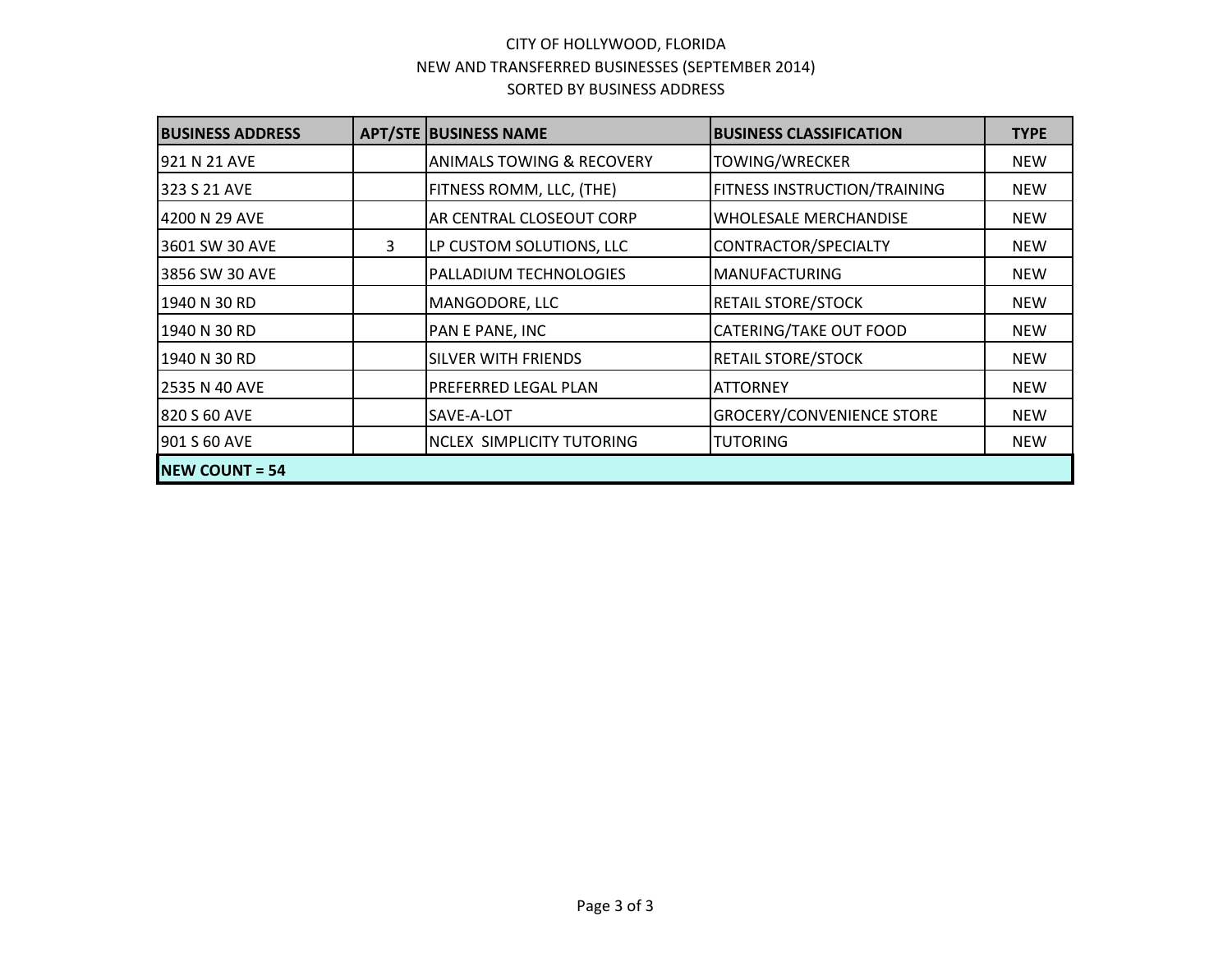CITY OF HOLLYWOOD, FLORIDA
NEW AND TRANSFERRED BUSINESSES (SEPTEMBER 2014)
SORTED BY BUSINESS ADDRESS

| BUSINESS ADDRESS | APT/STE | BUSINESS NAME | BUSINESS CLASSIFICATION | TYPE |
|---|---|---|---|---|
| 921 N 21 AVE | | ANIMALS TOWING & RECOVERY | TOWING/WRECKER | NEW |
| 323 S 21 AVE | | FITNESS ROMM, LLC, (THE) | FITNESS INSTRUCTION/TRAINING | NEW |
| 4200 N 29 AVE | | AR CENTRAL CLOSEOUT CORP | WHOLESALE MERCHANDISE | NEW |
| 3601 SW 30 AVE | 3 | LP CUSTOM SOLUTIONS, LLC | CONTRACTOR/SPECIALTY | NEW |
| 3856 SW 30 AVE | | PALLADIUM TECHNOLOGIES | MANUFACTURING | NEW |
| 1940 N 30 RD | | MANGODORE, LLC | RETAIL STORE/STOCK | NEW |
| 1940 N 30 RD | | PAN E PANE, INC | CATERING/TAKE OUT FOOD | NEW |
| 1940 N 30 RD | | SILVER WITH FRIENDS | RETAIL STORE/STOCK | NEW |
| 2535 N 40 AVE | | PREFERRED LEGAL PLAN | ATTORNEY | NEW |
| 820 S 60 AVE | | SAVE-A-LOT | GROCERY/CONVENIENCE STORE | NEW |
| 901 S 60 AVE | | NCLEX SIMPLICITY TUTORING | TUTORING | NEW |
| **NEW COUNT = 54** | | | | |